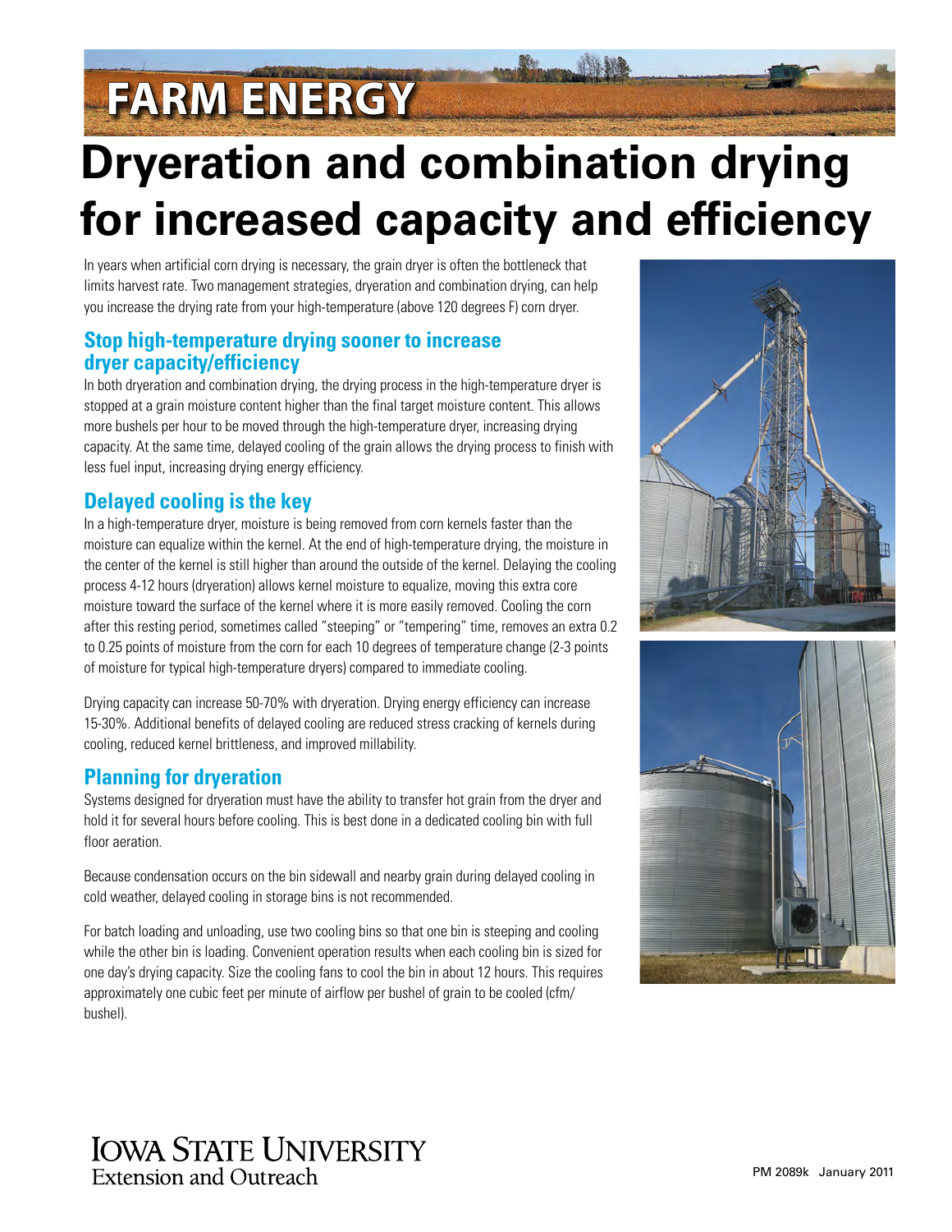# FARM ENERGY

# Dryeration and combination drying for increased capacity and efficiency

In years when artificial corn drying is necessary, the grain dryer is often the bottleneck that limits harvest rate. Two management strategies, dryeration and combination drying, can help you increase the drying rate from your high-temperature (above 120 degrees F) corn dryer.

## Stop high-temperature drying sooner to increase dryer capacity/efficiency

In both dryeration and combination drying, the drying process in the high-temperature dryer is stopped at a grain moisture content higher than the final target moisture content. This allows more bushels per hour to be moved through the high-temperature dryer, increasing drying capacity. At the same time, delayed cooling of the grain allows the drying process to finish with less fuel input, increasing drying energy efficiency.

## Delayed cooling is the key

In a high-temperature dryer, moisture is being removed from corn kernels faster than the moisture can equalize within the kernel. At the end of high-temperature drying, the moisture in the center of the kernel is still higher than around the outside of the kernel. Delaying the cooling process 4-12 hours (dryeration) allows kernel moisture to equalize, moving this extra core moisture toward the surface of the kernel where it is more easily removed. Cooling the corn after this resting period, sometimes called "steeping" or "tempering" time, removes an extra 0.2 to 0.25 points of moisture from the corn for each 10 degrees of temperature change (2-3 points of moisture for typical high-temperature dryers) compared to immediate cooling.

Drying capacity can increase 50-70% with dryeration. Drying energy efficiency can increase 15-30%. Additional benefits of delayed cooling are reduced stress cracking of kernels during cooling, reduced kernel brittleness, and improved millability.

## Planning for dryeration

Systems designed for dryeration must have the ability to transfer hot grain from the dryer and hold it for several hours before cooling. This is best done in a dedicated cooling bin with full floor aeration.

Because condensation occurs on the bin sidewall and nearby grain during delayed cooling in cold weather, delayed cooling in storage bins is not recommended.

For batch loading and unloading, use two cooling bins so that one bin is steeping and cooling while the other bin is loading. Convenient operation results when each cooling bin is sized for one day's drying capacity. Size the cooling fans to cool the bin in about 12 hours. This requires approximately one cubic feet per minute of airflow per bushel of grain to be cooled (cfm/bushel).

Iowa State University Extension and Outreach

PM 2089k January 2011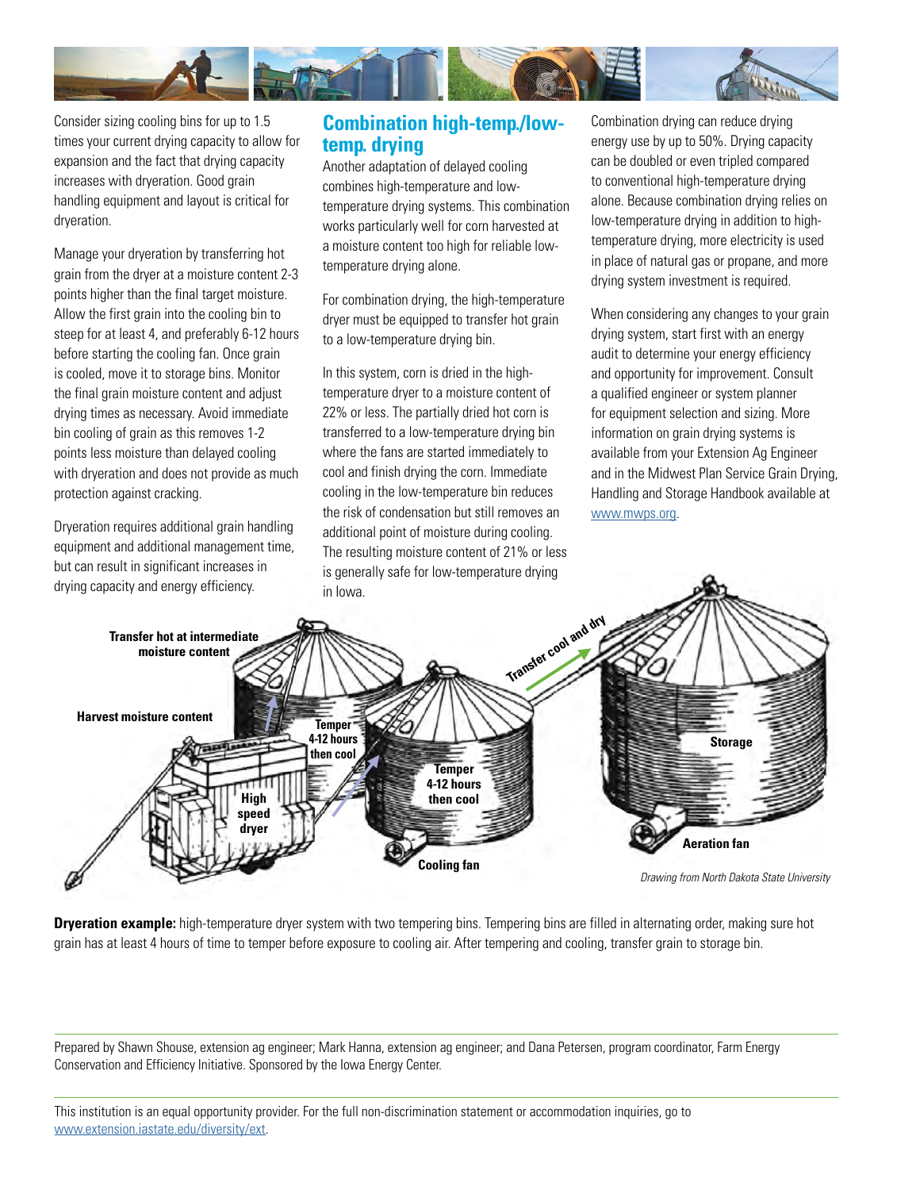Consider sizing cooling bins for up to 1.5 times your current drying capacity to allow for expansion and the fact that drying capacity increases with dryeration. Good grain handling equipment and layout is critical for dryeration.

Manage your dryeration by transferring hot grain from the dryer at a moisture content 2-3 points higher than the final target moisture. Allow the first grain into the cooling bin to steep for at least 4, and preferably 6-12 hours before starting the cooling fan. Once grain is cooled, move it to storage bins. Monitor the final grain moisture content and adjust drying times as necessary. Avoid immediate bin cooling of grain as this removes 1-2 points less moisture than delayed cooling with dryeration and does not provide as much protection against cracking.

Dryeration requires additional grain handling equipment and additional management time, but can result in significant increases in drying capacity and energy efficiency.

## Combination high-temp./low-temp. drying

Another adaptation of delayed cooling combines high-temperature and low-temperature drying systems. This combination works particularly well for corn harvested at a moisture content too high for reliable low-temperature drying alone.

For combination drying, the high-temperature dryer must be equipped to transfer hot grain to a low-temperature drying bin.

In this system, corn is dried in the high-temperature dryer to a moisture content of 22% or less. The partially dried hot corn is transferred to a low-temperature drying bin where the fans are started immediately to cool and finish drying the corn. Immediate cooling in the low-temperature bin reduces the risk of condensation but still removes an additional point of moisture during cooling. The resulting moisture content of 21% or less is generally safe for low-temperature drying in Iowa.

Combination drying can reduce drying energy use by up to 50%. Drying capacity can be doubled or even tripled compared to conventional high-temperature drying alone. Because combination drying relies on low-temperature drying in addition to high-temperature drying, more electricity is used in place of natural gas or propane, and more drying system investment is required.

When considering any changes to your grain drying system, start first with an energy audit to determine your energy efficiency and opportunity for improvement. Consult a qualified engineer or system planner for equipment selection and sizing. More information on grain drying systems is available from your Extension Ag Engineer and in the Midwest Plan Service Grain Drying, Handling and Storage Handbook available at www.mwps.org.

Transfer hot at intermediate moisture content

Harvest moisture content

High speed dryer

Temper 4-12 hours then cool

Temper 4-12 hours then cool

Cooling fan

Transfer cool and dry

Storage

Aeration fan

*Drawing from North Dakota State University*

**Dryeration example:** high-temperature dryer system with two tempering bins. Tempering bins are filled in alternating order, making sure hot grain has at least 4 hours of time to temper before exposure to cooling air. After tempering and cooling, transfer grain to storage bin.

Prepared by Shawn Shouse, extension ag engineer; Mark Hanna, extension ag engineer; and Dana Petersen, program coordinator, Farm Energy Conservation and Efficiency Initiative. Sponsored by the Iowa Energy Center.

This institution is an equal opportunity provider. For the full non-discrimination statement or accommodation inquiries, go to www.extension.iastate.edu/diversity/ext.